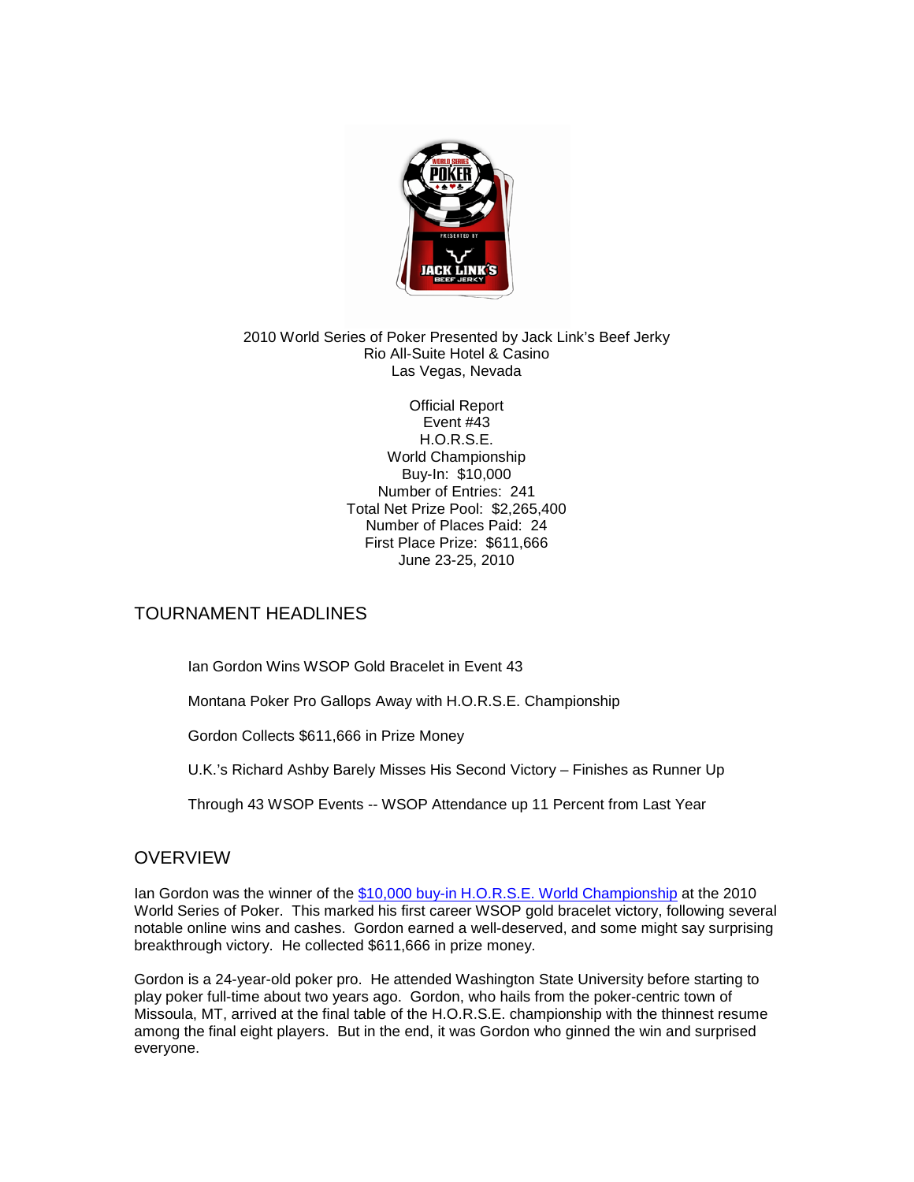2010 World Series of Poker Presented by Jack Link's Beef Jerky
Rio All-Suite Hotel & Casino
Las Vegas, Nevada

Official Report
Event #43
H.O.R.S.E.
World Championship
Buy-In: $10,000
Number of Entries: 241
Total Net Prize Pool: $2,265,400
Number of Places Paid: 24
First Place Prize: $611,666
June 23-25, 2010

## TOURNAMENT HEADLINES

Ian Gordon Wins WSOP Gold Bracelet in Event 43

Montana Poker Pro Gallops Away with H.O.R.S.E. Championship

Gordon Collects $611,666 in Prize Money

U.K.'s Richard Ashby Barely Misses His Second Victory – Finishes as Runner Up

Through 43 WSOP Events -- WSOP Attendance up 11 Percent from Last Year

## OVERVIEW

Ian Gordon was the winner of the [$10,000 buy-in H.O.R.S.E. World Championship](#) at the 2010 World Series of Poker. This marked his first career WSOP gold bracelet victory, following several notable online wins and cashes. Gordon earned a well-deserved, and some might say surprising breakthrough victory. He collected $611,666 in prize money.

Gordon is a 24-year-old poker pro. He attended Washington State University before starting to play poker full-time about two years ago. Gordon, who hails from the poker-centric town of Missoula, MT, arrived at the final table of the H.O.R.S.E. championship with the thinnest resume among the final eight players. But in the end, it was Gordon who ginned the win and surprised everyone.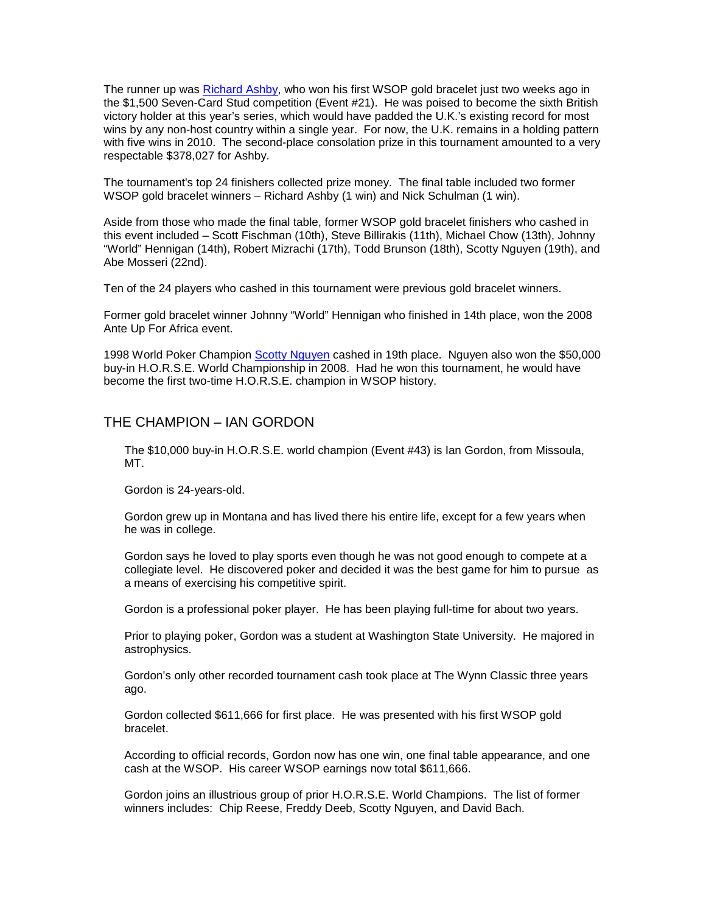The runner up was Richard Ashby, who won his first WSOP gold bracelet just two weeks ago in the $1,500 Seven-Card Stud competition (Event #21). He was poised to become the sixth British victory holder at this year's series, which would have padded the U.K.'s existing record for most wins by any non-host country within a single year. For now, the U.K. remains in a holding pattern with five wins in 2010. The second-place consolation prize in this tournament amounted to a very respectable $378,027 for Ashby.

The tournament's top 24 finishers collected prize money. The final table included two former WSOP gold bracelet winners – Richard Ashby (1 win) and Nick Schulman (1 win).

Aside from those who made the final table, former WSOP gold bracelet finishers who cashed in this event included – Scott Fischman (10th), Steve Billirakis (11th), Michael Chow (13th), Johnny "World" Hennigan (14th), Robert Mizrachi (17th), Todd Brunson (18th), Scotty Nguyen (19th), and Abe Mosseri (22nd).

Ten of the 24 players who cashed in this tournament were previous gold bracelet winners.

Former gold bracelet winner Johnny "World" Hennigan who finished in 14th place, won the 2008 Ante Up For Africa event.

1998 World Poker Champion Scotty Nguyen cashed in 19th place. Nguyen also won the $50,000 buy-in H.O.R.S.E. World Championship in 2008. Had he won this tournament, he would have become the first two-time H.O.R.S.E. champion in WSOP history.

## THE CHAMPION – IAN GORDON

The $10,000 buy-in H.O.R.S.E. world champion (Event #43) is Ian Gordon, from Missoula, MT.

Gordon is 24-years-old.

Gordon grew up in Montana and has lived there his entire life, except for a few years when he was in college.

Gordon says he loved to play sports even though he was not good enough to compete at a collegiate level. He discovered poker and decided it was the best game for him to pursue as a means of exercising his competitive spirit.

Gordon is a professional poker player. He has been playing full-time for about two years.

Prior to playing poker, Gordon was a student at Washington State University. He majored in astrophysics.

Gordon's only other recorded tournament cash took place at The Wynn Classic three years ago.

Gordon collected $611,666 for first place. He was presented with his first WSOP gold bracelet.

According to official records, Gordon now has one win, one final table appearance, and one cash at the WSOP. His career WSOP earnings now total $611,666.

Gordon joins an illustrious group of prior H.O.R.S.E. World Champions. The list of former winners includes: Chip Reese, Freddy Deeb, Scotty Nguyen, and David Bach.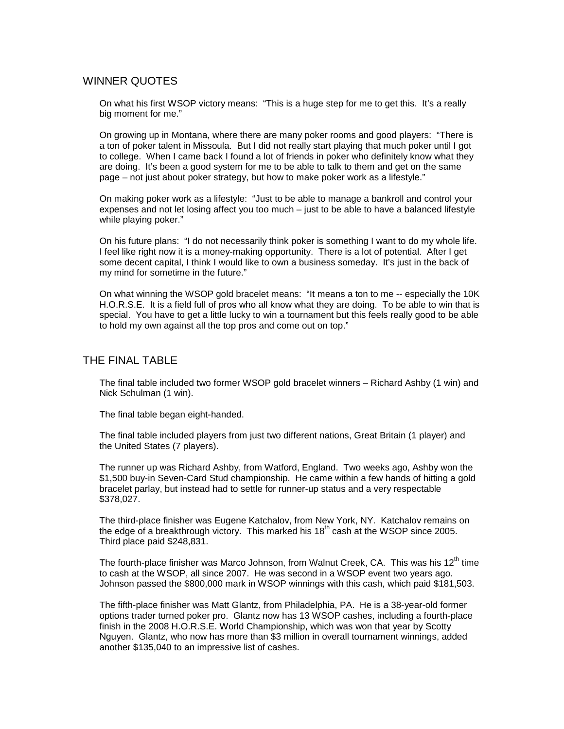## WINNER QUOTES

On what his first WSOP victory means: "This is a huge step for me to get this. It's a really big moment for me."

On growing up in Montana, where there are many poker rooms and good players: "There is a ton of poker talent in Missoula. But I did not really start playing that much poker until I got to college. When I came back I found a lot of friends in poker who definitely know what they are doing. It's been a good system for me to be able to talk to them and get on the same page – not just about poker strategy, but how to make poker work as a lifestyle."

On making poker work as a lifestyle: "Just to be able to manage a bankroll and control your expenses and not let losing affect you too much – just to be able to have a balanced lifestyle while playing poker."

On his future plans: "I do not necessarily think poker is something I want to do my whole life. I feel like right now it is a money-making opportunity. There is a lot of potential. After I get some decent capital, I think I would like to own a business someday. It's just in the back of my mind for sometime in the future."

On what winning the WSOP gold bracelet means: "It means a ton to me -- especially the 10K H.O.R.S.E. It is a field full of pros who all know what they are doing. To be able to win that is special. You have to get a little lucky to win a tournament but this feels really good to be able to hold my own against all the top pros and come out on top."

## THE FINAL TABLE

The final table included two former WSOP gold bracelet winners – Richard Ashby (1 win) and Nick Schulman (1 win).

The final table began eight-handed.

The final table included players from just two different nations, Great Britain (1 player) and the United States (7 players).

The runner up was Richard Ashby, from Watford, England. Two weeks ago, Ashby won the $1,500 buy-in Seven-Card Stud championship. He came within a few hands of hitting a gold bracelet parlay, but instead had to settle for runner-up status and a very respectable $378,027.

The third-place finisher was Eugene Katchalov, from New York, NY. Katchalov remains on the edge of a breakthrough victory. This marked his 18th cash at the WSOP since 2005. Third place paid $248,831.

The fourth-place finisher was Marco Johnson, from Walnut Creek, CA. This was his 12th time to cash at the WSOP, all since 2007. He was second in a WSOP event two years ago. Johnson passed the $800,000 mark in WSOP winnings with this cash, which paid $181,503.

The fifth-place finisher was Matt Glantz, from Philadelphia, PA. He is a 38-year-old former options trader turned poker pro. Glantz now has 13 WSOP cashes, including a fourth-place finish in the 2008 H.O.R.S.E. World Championship, which was won that year by Scotty Nguyen. Glantz, who now has more than $3 million in overall tournament winnings, added another $135,040 to an impressive list of cashes.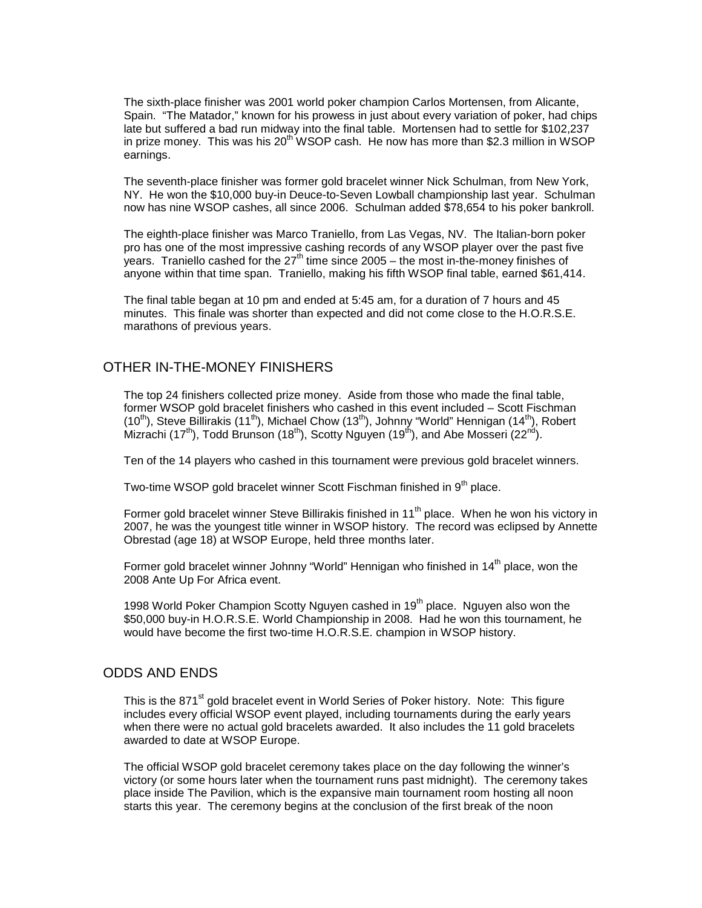The sixth-place finisher was 2001 world poker champion Carlos Mortensen, from Alicante, Spain. "The Matador," known for his prowess in just about every variation of poker, had chips late but suffered a bad run midway into the final table. Mortensen had to settle for $102,237 in prize money. This was his 20th WSOP cash. He now has more than $2.3 million in WSOP earnings.

The seventh-place finisher was former gold bracelet winner Nick Schulman, from New York, NY. He won the $10,000 buy-in Deuce-to-Seven Lowball championship last year. Schulman now has nine WSOP cashes, all since 2006. Schulman added $78,654 to his poker bankroll.

The eighth-place finisher was Marco Traniello, from Las Vegas, NV. The Italian-born poker pro has one of the most impressive cashing records of any WSOP player over the past five years. Traniello cashed for the 27th time since 2005 – the most in-the-money finishes of anyone within that time span. Traniello, making his fifth WSOP final table, earned $61,414.

The final table began at 10 pm and ended at 5:45 am, for a duration of 7 hours and 45 minutes. This finale was shorter than expected and did not come close to the H.O.R.S.E. marathons of previous years.

## OTHER IN-THE-MONEY FINISHERS

The top 24 finishers collected prize money. Aside from those who made the final table, former WSOP gold bracelet finishers who cashed in this event included – Scott Fischman (10th), Steve Billirakis (11th), Michael Chow (13th), Johnny "World" Hennigan (14th), Robert Mizrachi (17th), Todd Brunson (18th), Scotty Nguyen (19th), and Abe Mosseri (22nd).

Ten of the 14 players who cashed in this tournament were previous gold bracelet winners.

Two-time WSOP gold bracelet winner Scott Fischman finished in 9th place.

Former gold bracelet winner Steve Billirakis finished in 11th place. When he won his victory in 2007, he was the youngest title winner in WSOP history. The record was eclipsed by Annette Obrestad (age 18) at WSOP Europe, held three months later.

Former gold bracelet winner Johnny "World" Hennigan who finished in 14th place, won the 2008 Ante Up For Africa event.

1998 World Poker Champion Scotty Nguyen cashed in 19th place. Nguyen also won the $50,000 buy-in H.O.R.S.E. World Championship in 2008. Had he won this tournament, he would have become the first two-time H.O.R.S.E. champion in WSOP history.

## ODDS AND ENDS

This is the 871st gold bracelet event in World Series of Poker history. Note: This figure includes every official WSOP event played, including tournaments during the early years when there were no actual gold bracelets awarded. It also includes the 11 gold bracelets awarded to date at WSOP Europe.

The official WSOP gold bracelet ceremony takes place on the day following the winner's victory (or some hours later when the tournament runs past midnight). The ceremony takes place inside The Pavilion, which is the expansive main tournament room hosting all noon starts this year. The ceremony begins at the conclusion of the first break of the noon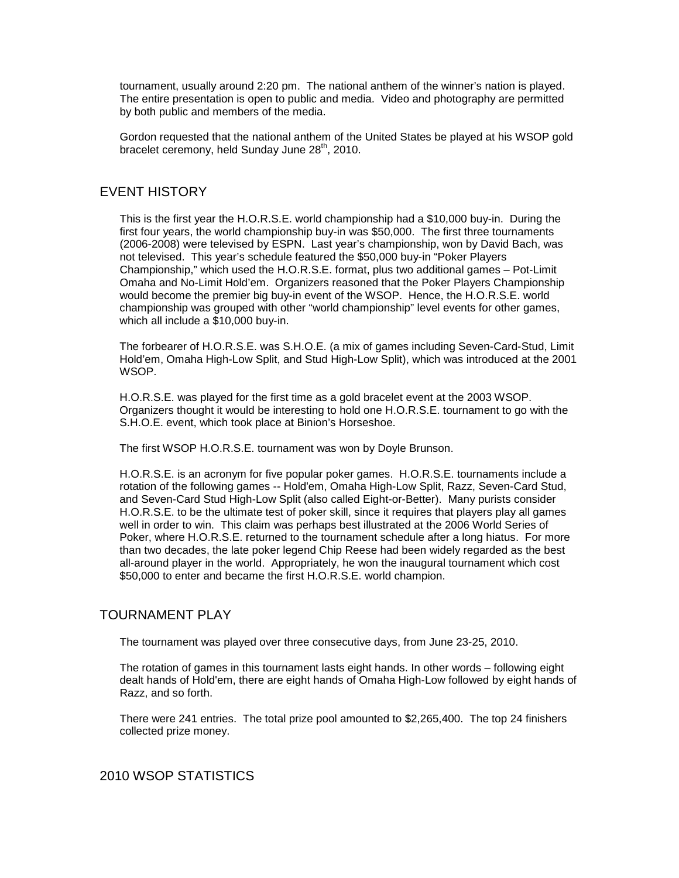tournament, usually around 2:20 pm. The national anthem of the winner's nation is played. The entire presentation is open to public and media. Video and photography are permitted by both public and members of the media.

Gordon requested that the national anthem of the United States be played at his WSOP gold bracelet ceremony, held Sunday June 28th, 2010.

## EVENT HISTORY

This is the first year the H.O.R.S.E. world championship had a $10,000 buy-in. During the first four years, the world championship buy-in was $50,000. The first three tournaments (2006-2008) were televised by ESPN. Last year's championship, won by David Bach, was not televised. This year's schedule featured the $50,000 buy-in "Poker Players Championship," which used the H.O.R.S.E. format, plus two additional games – Pot-Limit Omaha and No-Limit Hold'em. Organizers reasoned that the Poker Players Championship would become the premier big buy-in event of the WSOP. Hence, the H.O.R.S.E. world championship was grouped with other "world championship" level events for other games, which all include a $10,000 buy-in.

The forbearer of H.O.R.S.E. was S.H.O.E. (a mix of games including Seven-Card-Stud, Limit Hold'em, Omaha High-Low Split, and Stud High-Low Split), which was introduced at the 2001 WSOP.

H.O.R.S.E. was played for the first time as a gold bracelet event at the 2003 WSOP. Organizers thought it would be interesting to hold one H.O.R.S.E. tournament to go with the S.H.O.E. event, which took place at Binion's Horseshoe.

The first WSOP H.O.R.S.E. tournament was won by Doyle Brunson.

H.O.R.S.E. is an acronym for five popular poker games. H.O.R.S.E. tournaments include a rotation of the following games -- Hold'em, Omaha High-Low Split, Razz, Seven-Card Stud, and Seven-Card Stud High-Low Split (also called Eight-or-Better). Many purists consider H.O.R.S.E. to be the ultimate test of poker skill, since it requires that players play all games well in order to win. This claim was perhaps best illustrated at the 2006 World Series of Poker, where H.O.R.S.E. returned to the tournament schedule after a long hiatus. For more than two decades, the late poker legend Chip Reese had been widely regarded as the best all-around player in the world. Appropriately, he won the inaugural tournament which cost $50,000 to enter and became the first H.O.R.S.E. world champion.

## TOURNAMENT PLAY

The tournament was played over three consecutive days, from June 23-25, 2010.

The rotation of games in this tournament lasts eight hands. In other words – following eight dealt hands of Hold'em, there are eight hands of Omaha High-Low followed by eight hands of Razz, and so forth.

There were 241 entries. The total prize pool amounted to $2,265,400. The top 24 finishers collected prize money.

## 2010 WSOP STATISTICS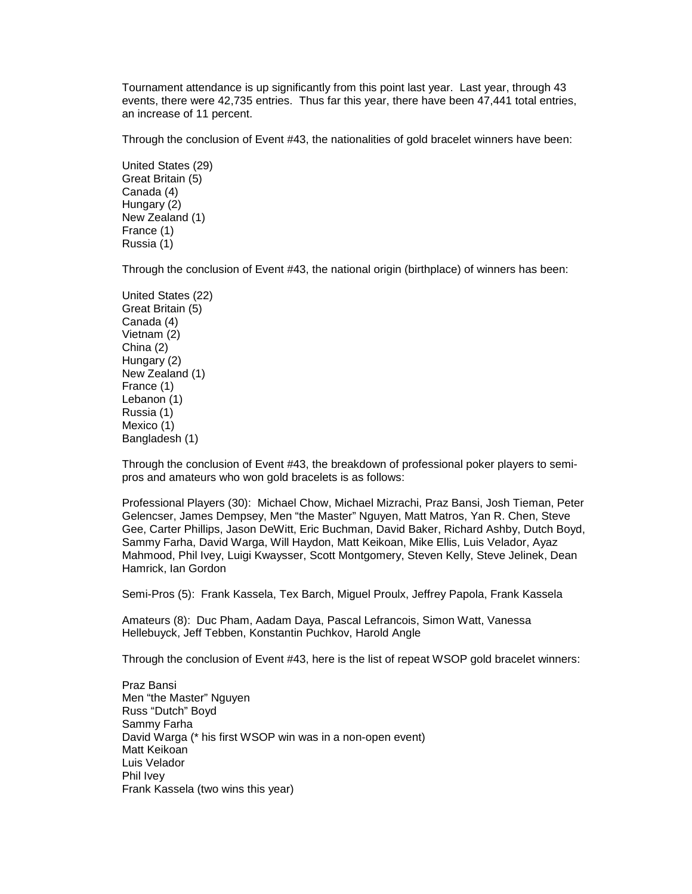Tournament attendance is up significantly from this point last year. Last year, through 43 events, there were 42,735 entries. Thus far this year, there have been 47,441 total entries, an increase of 11 percent.

Through the conclusion of Event #43, the nationalities of gold bracelet winners have been:

United States (29)
Great Britain (5)
Canada (4)
Hungary (2)
New Zealand (1)
France (1)
Russia (1)

Through the conclusion of Event #43, the national origin (birthplace) of winners has been:

United States (22)
Great Britain (5)
Canada (4)
Vietnam (2)
China (2)
Hungary (2)
New Zealand (1)
France (1)
Lebanon (1)
Russia (1)
Mexico (1)
Bangladesh (1)

Through the conclusion of Event #43, the breakdown of professional poker players to semi-pros and amateurs who won gold bracelets is as follows:

Professional Players (30): Michael Chow, Michael Mizrachi, Praz Bansi, Josh Tieman, Peter Gelencser, James Dempsey, Men "the Master" Nguyen, Matt Matros, Yan R. Chen, Steve Gee, Carter Phillips, Jason DeWitt, Eric Buchman, David Baker, Richard Ashby, Dutch Boyd, Sammy Farha, David Warga, Will Haydon, Matt Keikoan, Mike Ellis, Luis Velador, Ayaz Mahmood, Phil Ivey, Luigi Kwaysser, Scott Montgomery, Steven Kelly, Steve Jelinek, Dean Hamrick, Ian Gordon

Semi-Pros (5): Frank Kassela, Tex Barch, Miguel Proulx, Jeffrey Papola, Frank Kassela

Amateurs (8): Duc Pham, Aadam Daya, Pascal Lefrancois, Simon Watt, Vanessa Hellebuyck, Jeff Tebben, Konstantin Puchkov, Harold Angle

Through the conclusion of Event #43, here is the list of repeat WSOP gold bracelet winners:

Praz Bansi
Men "the Master" Nguyen
Russ "Dutch" Boyd
Sammy Farha
David Warga (* his first WSOP win was in a non-open event)
Matt Keikoan
Luis Velador
Phil Ivey
Frank Kassela (two wins this year)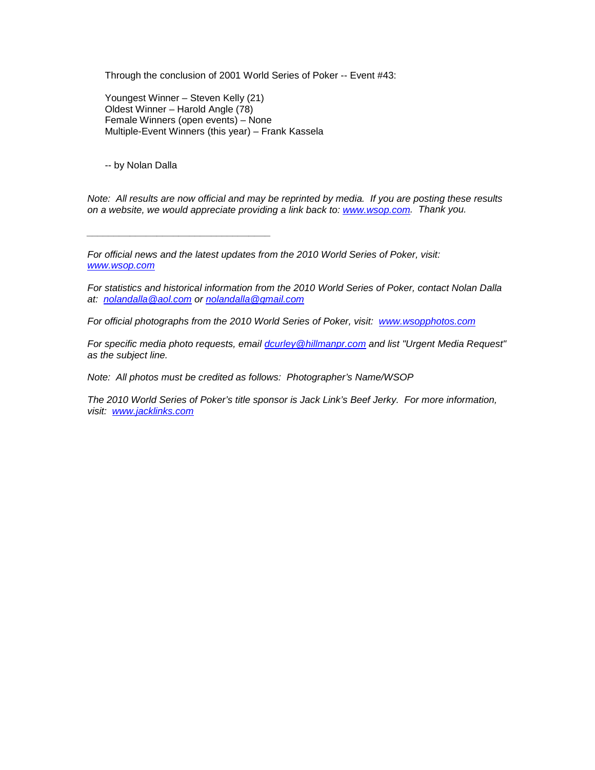Through the conclusion of 2001 World Series of Poker -- Event #43:

Youngest Winner – Steven Kelly (21)
Oldest Winner – Harold Angle (78)
Female Winners (open events) – None
Multiple-Event Winners (this year) – Frank Kassela

-- by Nolan Dalla

*Note: All results are now official and may be reprinted by media. If you are posting these results on a website, we would appreciate providing a link back to: www.wsop.com. Thank you.*

---

*For official news and the latest updates from the 2010 World Series of Poker, visit: www.wsop.com*

*For statistics and historical information from the 2010 World Series of Poker, contact Nolan Dalla at: nolandalla@aol.com or nolandalla@gmail.com*

*For official photographs from the 2010 World Series of Poker, visit: www.wsopphotos.com*

*For specific media photo requests, email dcurley@hillmanpr.com and list "Urgent Media Request" as the subject line.*

*Note: All photos must be credited as follows: Photographer's Name/WSOP*

*The 2010 World Series of Poker's title sponsor is Jack Link's Beef Jerky. For more information, visit: www.jacklinks.com*